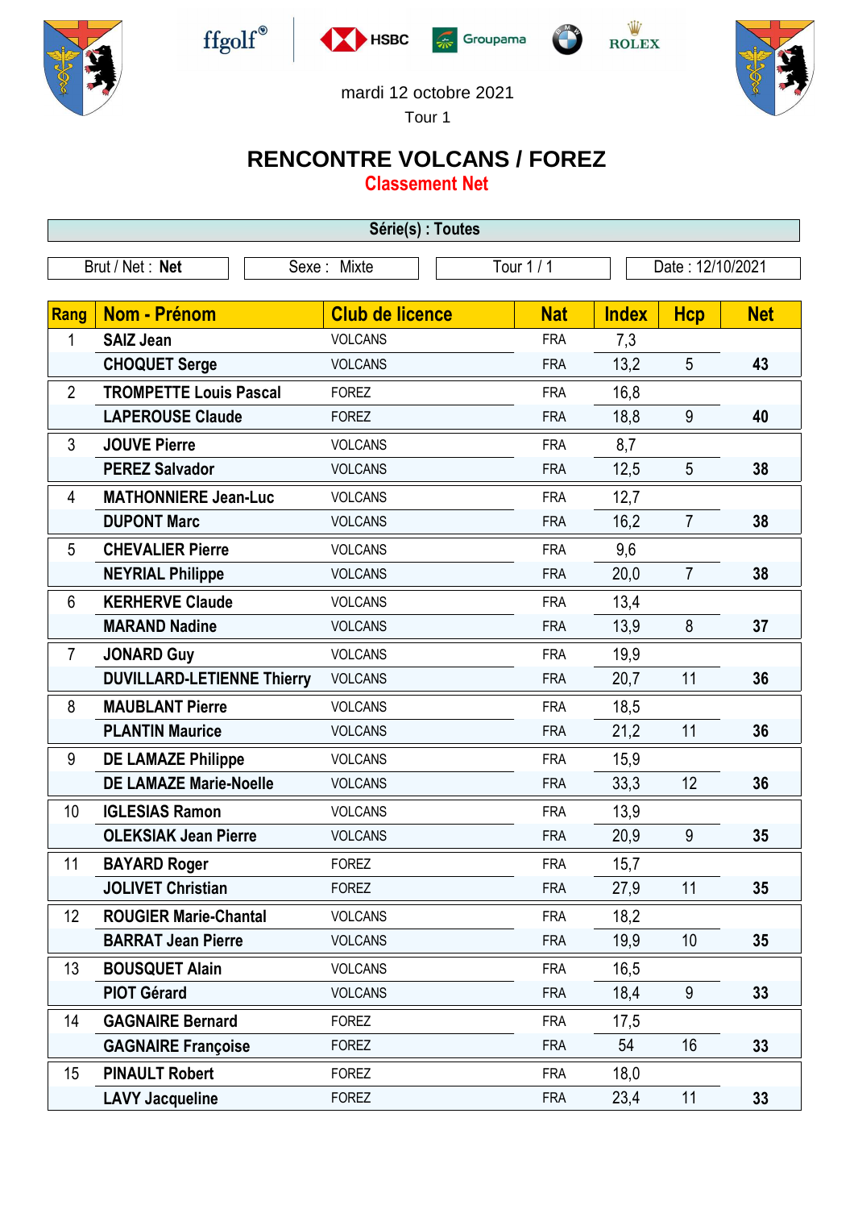ffgolf® HSBC Groupama ROLEX

mardi 12 octobre 2021

Tour 1

# RENCONTRE VOLCANS / FOREZ

## Classement Net

**Série(s) : Toutes**

| Brut / Net : **Net** | Sexe : Mixte | Tour 1 / 1 | Date : 12/10/2021 |
|---|---|---|---|

| Rang | Nom - Prénom | Club de licence | Nat | Index | Hcp | Net |
|---|---|---|---|---|---|---|
| 1 | **SAIZ Jean** | VOLCANS | FRA | 7,3 | | |
| | **CHOQUET Serge** | VOLCANS | FRA | 13,2 | 5 | **43** |
| 2 | **TROMPETTE Louis Pascal** | FOREZ | FRA | 16,8 | | |
| | **LAPEROUSE Claude** | FOREZ | FRA | 18,8 | 9 | **40** |
| 3 | **JOUVE Pierre** | VOLCANS | FRA | 8,7 | | |
| | **PEREZ Salvador** | VOLCANS | FRA | 12,5 | 5 | **38** |
| 4 | **MATHONNIERE Jean-Luc** | VOLCANS | FRA | 12,7 | | |
| | **DUPONT Marc** | VOLCANS | FRA | 16,2 | 7 | **38** |
| 5 | **CHEVALIER Pierre** | VOLCANS | FRA | 9,6 | | |
| | **NEYRIAL Philippe** | VOLCANS | FRA | 20,0 | 7 | **38** |
| 6 | **KERHERVE Claude** | VOLCANS | FRA | 13,4 | | |
| | **MARAND Nadine** | VOLCANS | FRA | 13,9 | 8 | **37** |
| 7 | **JONARD Guy** | VOLCANS | FRA | 19,9 | | |
| | **DUVILLARD-LETIENNE Thierry** | VOLCANS | FRA | 20,7 | 11 | **36** |
| 8 | **MAUBLANT Pierre** | VOLCANS | FRA | 18,5 | | |
| | **PLANTIN Maurice** | VOLCANS | FRA | 21,2 | 11 | **36** |
| 9 | **DE LAMAZE Philippe** | VOLCANS | FRA | 15,9 | | |
| | **DE LAMAZE Marie-Noelle** | VOLCANS | FRA | 33,3 | 12 | **36** |
| 10 | **IGLESIAS Ramon** | VOLCANS | FRA | 13,9 | | |
| | **OLEKSIAK Jean Pierre** | VOLCANS | FRA | 20,9 | 9 | **35** |
| 11 | **BAYARD Roger** | FOREZ | FRA | 15,7 | | |
| | **JOLIVET Christian** | FOREZ | FRA | 27,9 | 11 | **35** |
| 12 | **ROUGIER Marie-Chantal** | VOLCANS | FRA | 18,2 | | |
| | **BARRAT Jean Pierre** | VOLCANS | FRA | 19,9 | 10 | **35** |
| 13 | **BOUSQUET Alain** | VOLCANS | FRA | 16,5 | | |
| | **PIOT Gérard** | VOLCANS | FRA | 18,4 | 9 | **33** |
| 14 | **GAGNAIRE Bernard** | FOREZ | FRA | 17,5 | | |
| | **GAGNAIRE Françoise** | FOREZ | FRA | 54 | 16 | **33** |
| 15 | **PINAULT Robert** | FOREZ | FRA | 18,0 | | |
| | **LAVY Jacqueline** | FOREZ | FRA | 23,4 | 11 | **33** |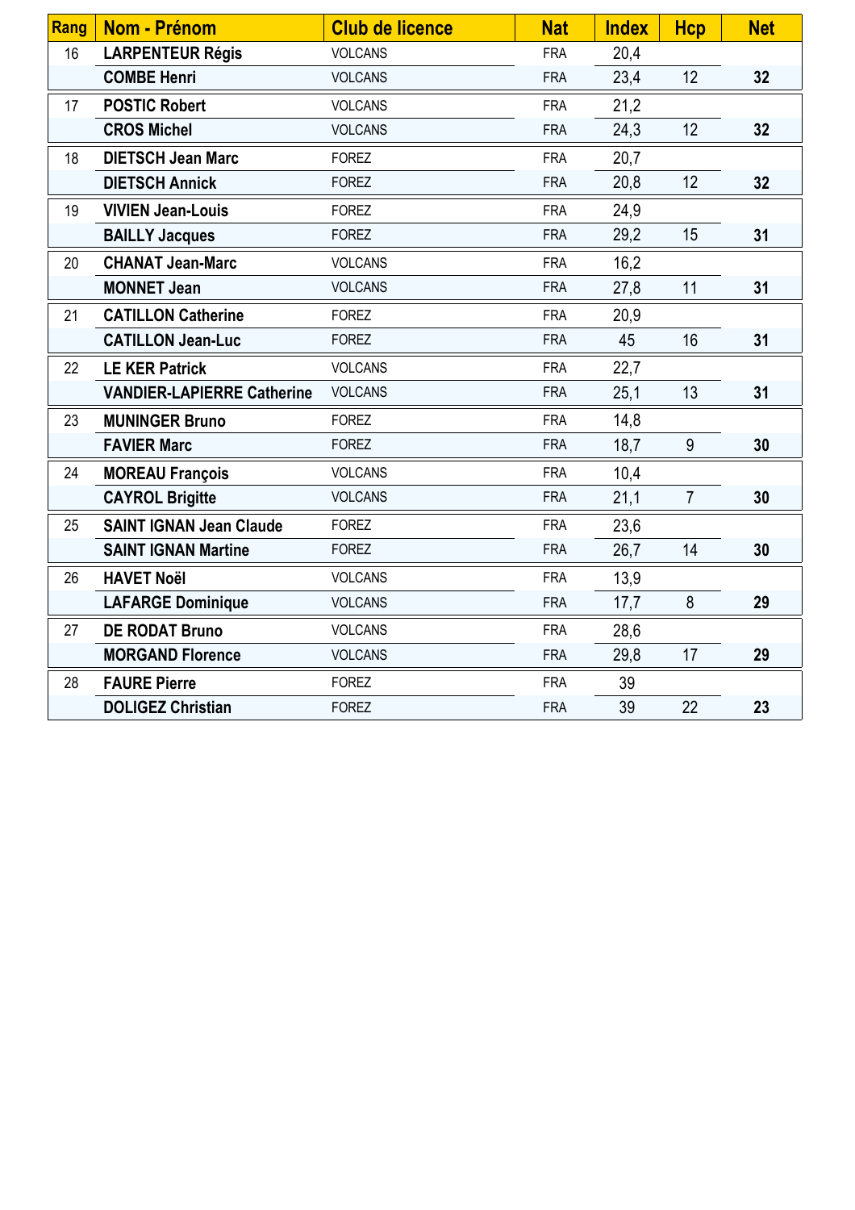| Rang | Nom - Prénom | Club de licence | Nat | Index | Hcp | Net |
|---|---|---|---|---|---|---|
| 16 | **LARPENTEUR Régis** | VOLCANS | FRA | 20,4 | | |
| | **COMBE Henri** | VOLCANS | FRA | 23,4 | 12 | **32** |
| 17 | **POSTIC Robert** | VOLCANS | FRA | 21,2 | | |
| | **CROS Michel** | VOLCANS | FRA | 24,3 | 12 | **32** |
| 18 | **DIETSCH Jean Marc** | FOREZ | FRA | 20,7 | | |
| | **DIETSCH Annick** | FOREZ | FRA | 20,8 | 12 | **32** |
| 19 | **VIVIEN Jean-Louis** | FOREZ | FRA | 24,9 | | |
| | **BAILLY Jacques** | FOREZ | FRA | 29,2 | 15 | **31** |
| 20 | **CHANAT Jean-Marc** | VOLCANS | FRA | 16,2 | | |
| | **MONNET Jean** | VOLCANS | FRA | 27,8 | 11 | **31** |
| 21 | **CATILLON Catherine** | FOREZ | FRA | 20,9 | | |
| | **CATILLON Jean-Luc** | FOREZ | FRA | 45 | 16 | **31** |
| 22 | **LE KER Patrick** | VOLCANS | FRA | 22,7 | | |
| | **VANDIER-LAPIERRE Catherine** | VOLCANS | FRA | 25,1 | 13 | **31** |
| 23 | **MUNINGER Bruno** | FOREZ | FRA | 14,8 | | |
| | **FAVIER Marc** | FOREZ | FRA | 18,7 | 9 | **30** |
| 24 | **MOREAU François** | VOLCANS | FRA | 10,4 | | |
| | **CAYROL Brigitte** | VOLCANS | FRA | 21,1 | 7 | **30** |
| 25 | **SAINT IGNAN Jean Claude** | FOREZ | FRA | 23,6 | | |
| | **SAINT IGNAN Martine** | FOREZ | FRA | 26,7 | 14 | **30** |
| 26 | **HAVET Noël** | VOLCANS | FRA | 13,9 | | |
| | **LAFARGE Dominique** | VOLCANS | FRA | 17,7 | 8 | **29** |
| 27 | **DE RODAT Bruno** | VOLCANS | FRA | 28,6 | | |
| | **MORGAND Florence** | VOLCANS | FRA | 29,8 | 17 | **29** |
| 28 | **FAURE Pierre** | FOREZ | FRA | 39 | | |
| | **DOLIGEZ Christian** | FOREZ | FRA | 39 | 22 | **23** |